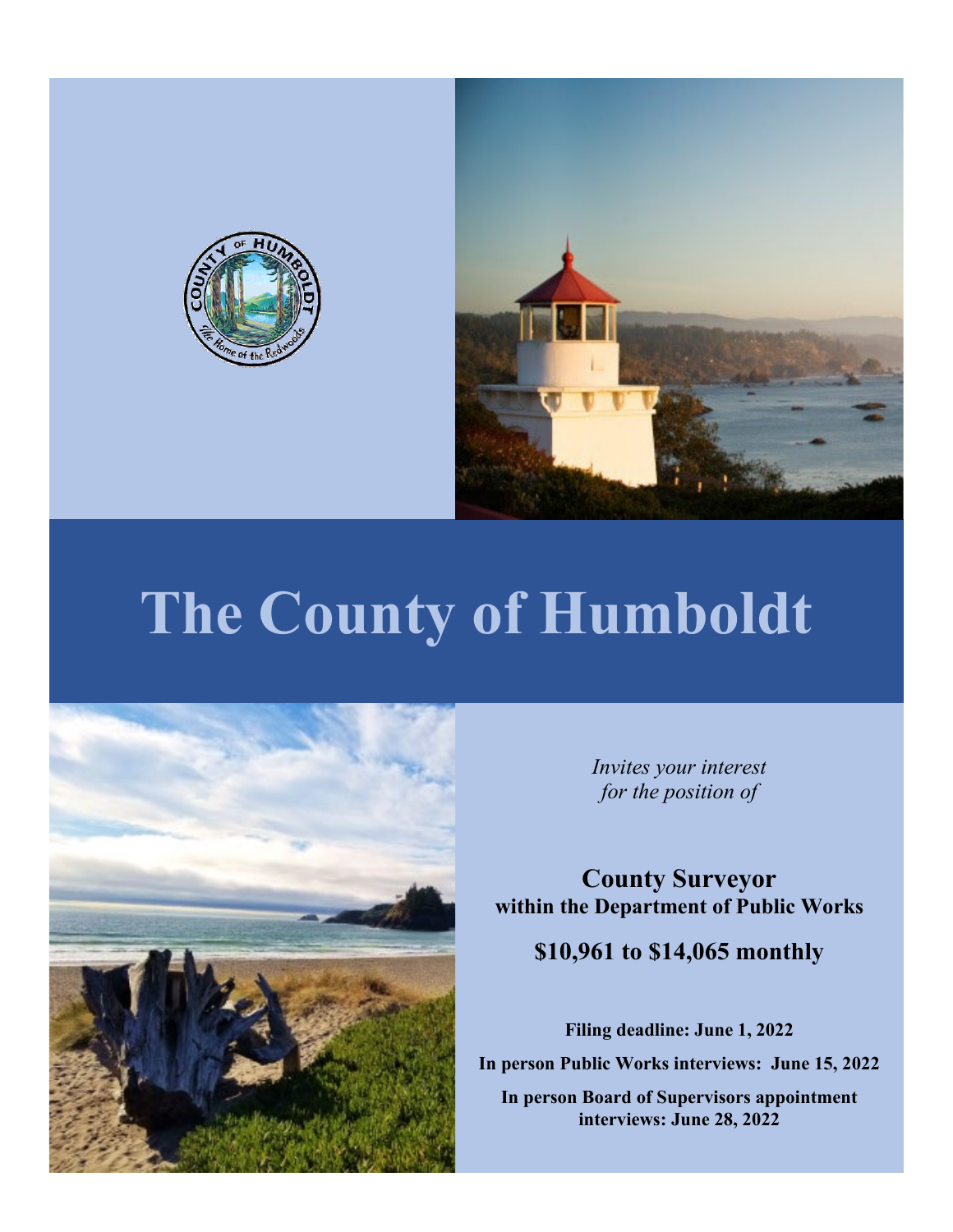# The County of Humboldt

*Invites your interest for the position of*

**County Surveyor**
**within the Department of Public Works**

**$10,961 to $14,065 monthly**

**Filing deadline: June 1, 2022**

**In person Public Works interviews: June 15, 2022**

**In person Board of Supervisors appointment interviews: June 28, 2022**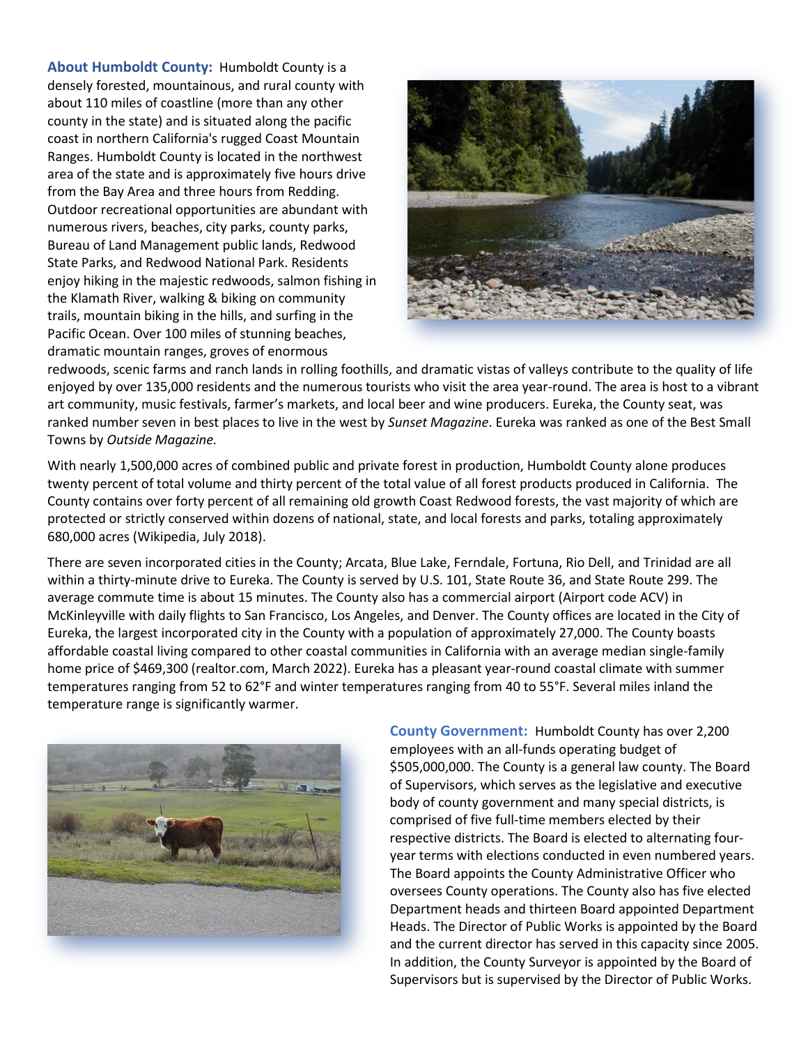**About Humboldt County:** Humboldt County is a densely forested, mountainous, and rural county with about 110 miles of coastline (more than any other county in the state) and is situated along the pacific coast in northern California's rugged Coast Mountain Ranges. Humboldt County is located in the northwest area of the state and is approximately five hours drive from the Bay Area and three hours from Redding. Outdoor recreational opportunities are abundant with numerous rivers, beaches, city parks, county parks, Bureau of Land Management public lands, Redwood State Parks, and Redwood National Park. Residents enjoy hiking in the majestic redwoods, salmon fishing in the Klamath River, walking & biking on community trails, mountain biking in the hills, and surfing in the Pacific Ocean. Over 100 miles of stunning beaches, dramatic mountain ranges, groves of enormous redwoods, scenic farms and ranch lands in rolling foothills, and dramatic vistas of valleys contribute to the quality of life enjoyed by over 135,000 residents and the numerous tourists who visit the area year-round. The area is host to a vibrant art community, music festivals, farmer's markets, and local beer and wine producers. Eureka, the County seat, was ranked number seven in best places to live in the west by *Sunset Magazine*. Eureka was ranked as one of the Best Small Towns by *Outside Magazine.*

With nearly 1,500,000 acres of combined public and private forest in production, Humboldt County alone produces twenty percent of total volume and thirty percent of the total value of all forest products produced in California. The County contains over forty percent of all remaining old growth Coast Redwood forests, the vast majority of which are protected or strictly conserved within dozens of national, state, and local forests and parks, totaling approximately 680,000 acres (Wikipedia, July 2018).

There are seven incorporated cities in the County; Arcata, Blue Lake, Ferndale, Fortuna, Rio Dell, and Trinidad are all within a thirty-minute drive to Eureka. The County is served by U.S. 101, State Route 36, and State Route 299. The average commute time is about 15 minutes. The County also has a commercial airport (Airport code ACV) in McKinleyville with daily flights to San Francisco, Los Angeles, and Denver. The County offices are located in the City of Eureka, the largest incorporated city in the County with a population of approximately 27,000. The County boasts affordable coastal living compared to other coastal communities in California with an average median single-family home price of $469,300 (realtor.com, March 2022). Eureka has a pleasant year-round coastal climate with summer temperatures ranging from 52 to 62°F and winter temperatures ranging from 40 to 55°F. Several miles inland the temperature range is significantly warmer.

**County Government:** Humboldt County has over 2,200 employees with an all-funds operating budget of $505,000,000. The County is a general law county. The Board of Supervisors, which serves as the legislative and executive body of county government and many special districts, is comprised of five full-time members elected by their respective districts. The Board is elected to alternating four-year terms with elections conducted in even numbered years. The Board appoints the County Administrative Officer who oversees County operations. The County also has five elected Department heads and thirteen Board appointed Department Heads. The Director of Public Works is appointed by the Board and the current director has served in this capacity since 2005. In addition, the County Surveyor is appointed by the Board of Supervisors but is supervised by the Director of Public Works.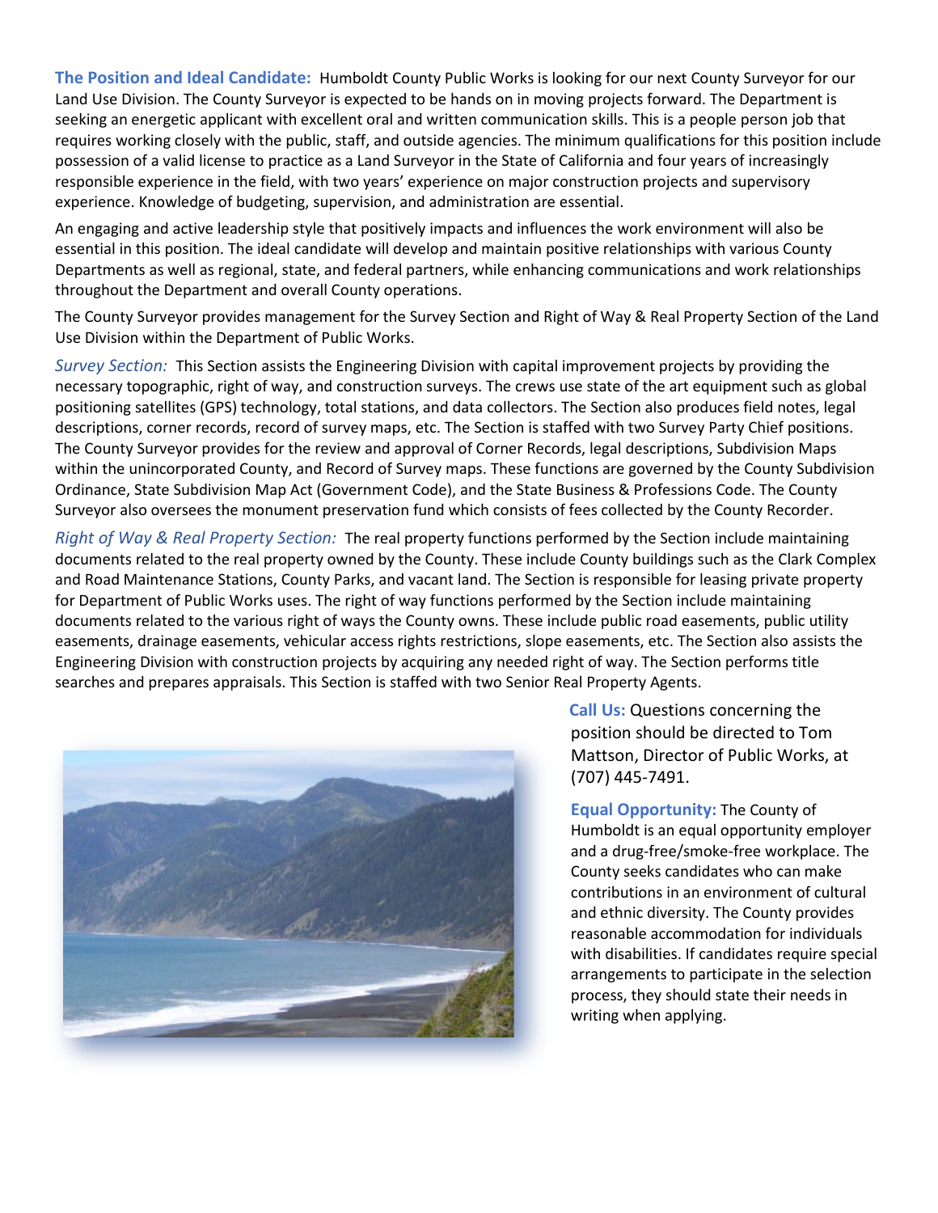**The Position and Ideal Candidate:** Humboldt County Public Works is looking for our next County Surveyor for our Land Use Division. The County Surveyor is expected to be hands on in moving projects forward. The Department is seeking an energetic applicant with excellent oral and written communication skills. This is a people person job that requires working closely with the public, staff, and outside agencies. The minimum qualifications for this position include possession of a valid license to practice as a Land Surveyor in the State of California and four years of increasingly responsible experience in the field, with two years' experience on major construction projects and supervisory experience. Knowledge of budgeting, supervision, and administration are essential.

An engaging and active leadership style that positively impacts and influences the work environment will also be essential in this position. The ideal candidate will develop and maintain positive relationships with various County Departments as well as regional, state, and federal partners, while enhancing communications and work relationships throughout the Department and overall County operations.

The County Surveyor provides management for the Survey Section and Right of Way & Real Property Section of the Land Use Division within the Department of Public Works.

*Survey Section:* This Section assists the Engineering Division with capital improvement projects by providing the necessary topographic, right of way, and construction surveys. The crews use state of the art equipment such as global positioning satellites (GPS) technology, total stations, and data collectors. The Section also produces field notes, legal descriptions, corner records, record of survey maps, etc. The Section is staffed with two Survey Party Chief positions. The County Surveyor provides for the review and approval of Corner Records, legal descriptions, Subdivision Maps within the unincorporated County, and Record of Survey maps. These functions are governed by the County Subdivision Ordinance, State Subdivision Map Act (Government Code), and the State Business & Professions Code. The County Surveyor also oversees the monument preservation fund which consists of fees collected by the County Recorder.

*Right of Way & Real Property Section:* The real property functions performed by the Section include maintaining documents related to the real property owned by the County. These include County buildings such as the Clark Complex and Road Maintenance Stations, County Parks, and vacant land. The Section is responsible for leasing private property for Department of Public Works uses. The right of way functions performed by the Section include maintaining documents related to the various right of ways the County owns. These include public road easements, public utility easements, drainage easements, vehicular access rights restrictions, slope easements, etc. The Section also assists the Engineering Division with construction projects by acquiring any needed right of way. The Section performs title searches and prepares appraisals. This Section is staffed with two Senior Real Property Agents.

**Call Us:** Questions concerning the position should be directed to Tom Mattson, Director of Public Works, at (707) 445-7491.

**Equal Opportunity:** The County of Humboldt is an equal opportunity employer and a drug-free/smoke-free workplace. The County seeks candidates who can make contributions in an environment of cultural and ethnic diversity. The County provides reasonable accommodation for individuals with disabilities. If candidates require special arrangements to participate in the selection process, they should state their needs in writing when applying.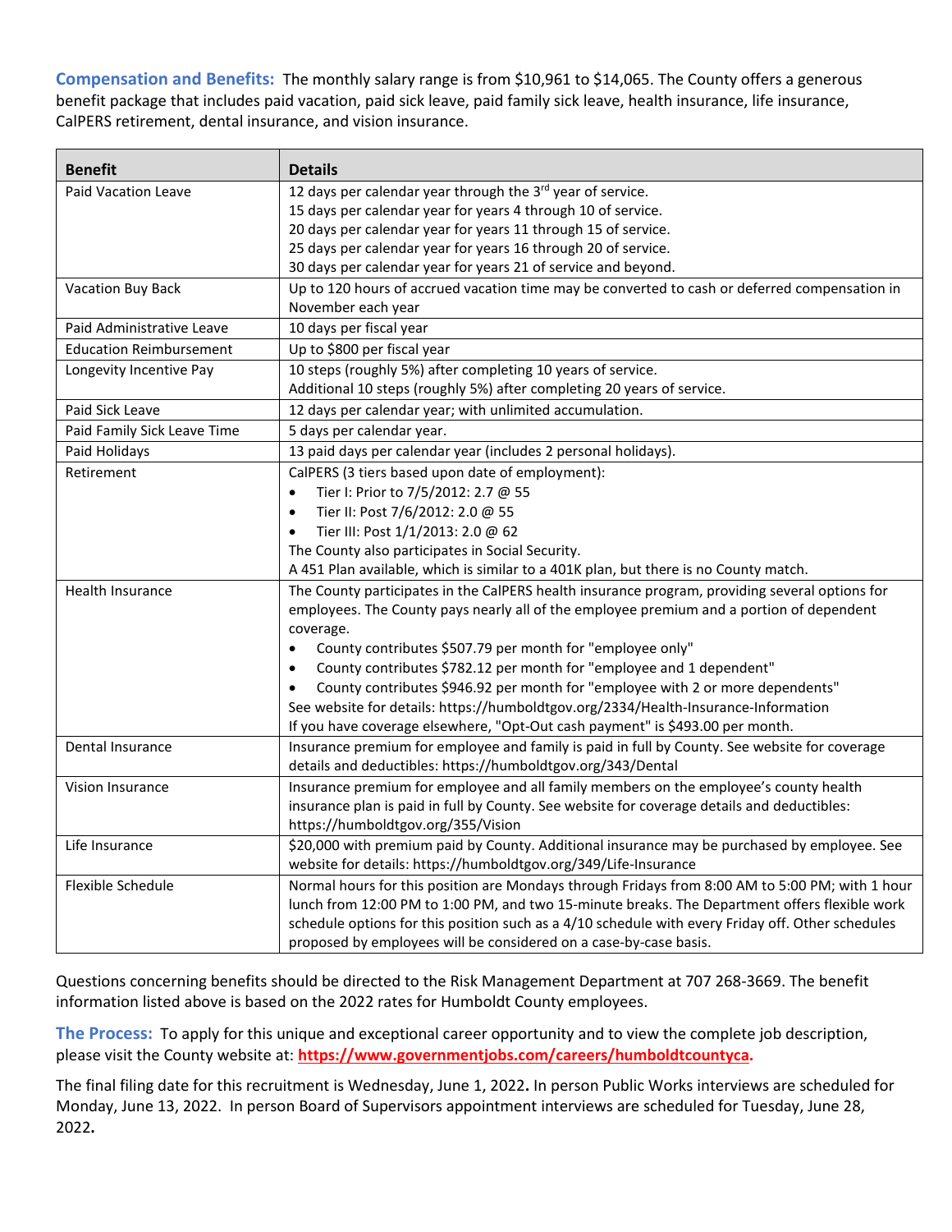**Compensation and Benefits:** The monthly salary range is from $10,961 to $14,065. The County offers a generous benefit package that includes paid vacation, paid sick leave, paid family sick leave, health insurance, life insurance, CalPERS retirement, dental insurance, and vision insurance.

| Benefit | Details |
|---|---|
| Paid Vacation Leave | 12 days per calendar year through the 3rd year of service.<br>15 days per calendar year for years 4 through 10 of service.<br>20 days per calendar year for years 11 through 15 of service.<br>25 days per calendar year for years 16 through 20 of service.<br>30 days per calendar year for years 21 of service and beyond. |
| Vacation Buy Back | Up to 120 hours of accrued vacation time may be converted to cash or deferred compensation in November each year |
| Paid Administrative Leave | 10 days per fiscal year |
| Education Reimbursement | Up to $800 per fiscal year |
| Longevity Incentive Pay | 10 steps (roughly 5%) after completing 10 years of service.<br>Additional 10 steps (roughly 5%) after completing 20 years of service. |
| Paid Sick Leave | 12 days per calendar year; with unlimited accumulation. |
| Paid Family Sick Leave Time | 5 days per calendar year. |
| Paid Holidays | 13 paid days per calendar year (includes 2 personal holidays). |
| Retirement | CalPERS (3 tiers based upon date of employment):<br>• Tier I: Prior to 7/5/2012: 2.7 @ 55<br>• Tier II: Post 7/6/2012: 2.0 @ 55<br>• Tier III: Post 1/1/2013: 2.0 @ 62<br>The County also participates in Social Security.<br>A 451 Plan available, which is similar to a 401K plan, but there is no County match. |
| Health Insurance | The County participates in the CalPERS health insurance program, providing several options for employees. The County pays nearly all of the employee premium and a portion of dependent coverage.<br>• County contributes $507.79 per month for "employee only"<br>• County contributes $782.12 per month for "employee and 1 dependent"<br>• County contributes $946.92 per month for "employee with 2 or more dependents"<br>See website for details: https://humboldtgov.org/2334/Health-Insurance-Information<br>If you have coverage elsewhere, "Opt-Out cash payment" is $493.00 per month. |
| Dental Insurance | Insurance premium for employee and family is paid in full by County. See website for coverage details and deductibles: https://humboldtgov.org/343/Dental |
| Vision Insurance | Insurance premium for employee and all family members on the employee's county health insurance plan is paid in full by County. See website for coverage details and deductibles: https://humboldtgov.org/355/Vision |
| Life Insurance | $20,000 with premium paid by County. Additional insurance may be purchased by employee. See website for details: https://humboldtgov.org/349/Life-Insurance |
| Flexible Schedule | Normal hours for this position are Mondays through Fridays from 8:00 AM to 5:00 PM; with 1 hour lunch from 12:00 PM to 1:00 PM, and two 15-minute breaks. The Department offers flexible work schedule options for this position such as a 4/10 schedule with every Friday off. Other schedules proposed by employees will be considered on a case-by-case basis. |

Questions concerning benefits should be directed to the Risk Management Department at 707 268-3669. The benefit information listed above is based on the 2022 rates for Humboldt County employees.

**The Process:** To apply for this unique and exceptional career opportunity and to view the complete job description, please visit the County website at: **https://www.governmentjobs.com/careers/humboldtcountyca.**

The final filing date for this recruitment is Wednesday, June 1, 2022**.** In person Public Works interviews are scheduled for Monday, June 13, 2022. In person Board of Supervisors appointment interviews are scheduled for Tuesday, June 28, 2022**.**